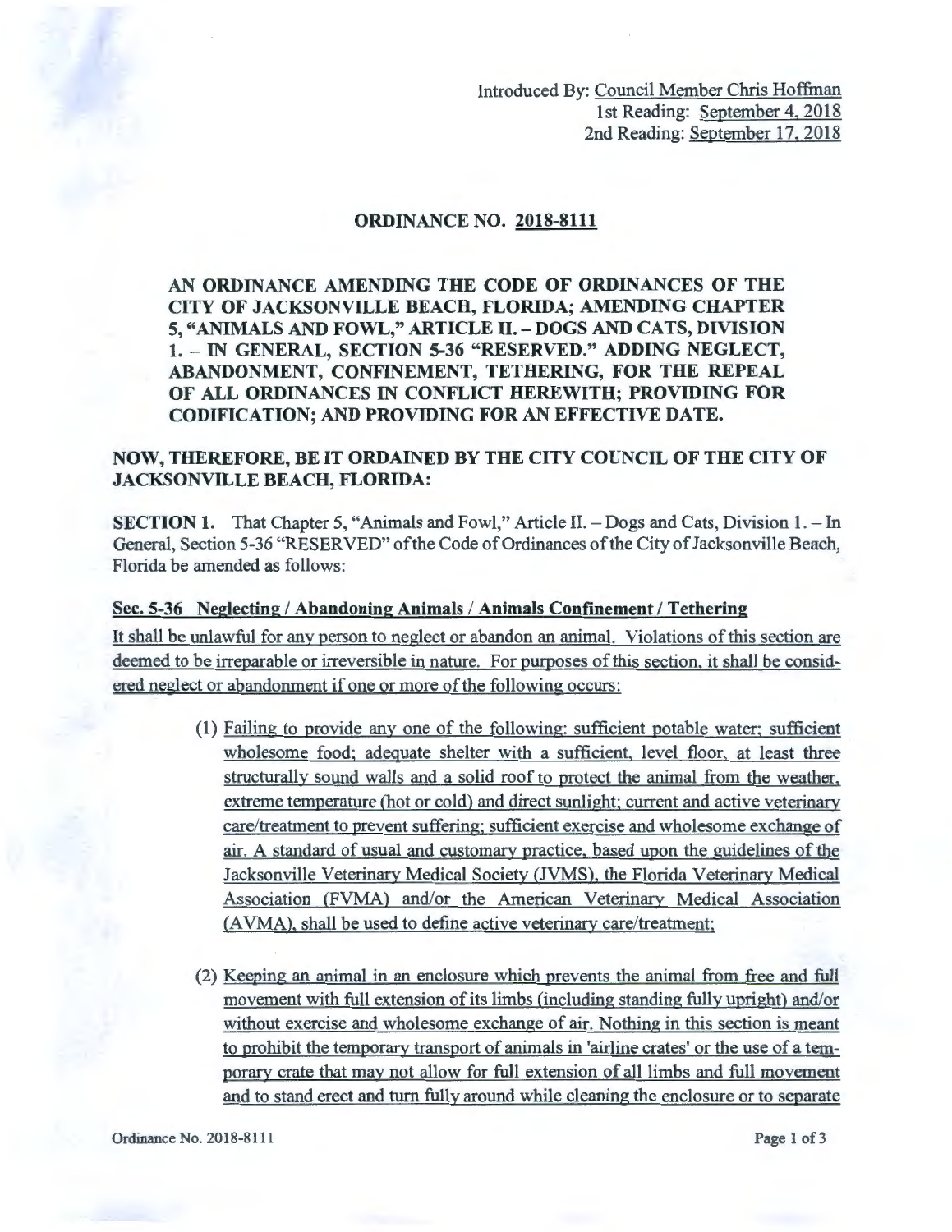Introduced By: Council Member Chris Hoffman
1st Reading: September 4, 2018
2nd Reading: September 17, 2018

## ORDINANCE NO. 2018-8111

**AN ORDINANCE AMENDING THE CODE OF ORDINANCES OF THE CITY OF JACKSONVILLE BEACH, FLORIDA; AMENDING CHAPTER 5, "ANIMALS AND FOWL," ARTICLE II. – DOGS AND CATS, DIVISION 1. – IN GENERAL, SECTION 5-36 "RESERVED." ADDING NEGLECT, ABANDONMENT, CONFINEMENT, TETHERING, FOR THE REPEAL OF ALL ORDINANCES IN CONFLICT HEREWITH; PROVIDING FOR CODIFICATION; AND PROVIDING FOR AN EFFECTIVE DATE.**

**NOW, THEREFORE, BE IT ORDAINED BY THE CITY COUNCIL OF THE CITY OF JACKSONVILLE BEACH, FLORIDA:**

**SECTION 1.** That Chapter 5, "Animals and Fowl," Article II. – Dogs and Cats, Division 1. – In General, Section 5-36 "RESERVED" of the Code of Ordinances of the City of Jacksonville Beach, Florida be amended as follows:

**Sec. 5-36 Neglecting / Abandoning Animals / Animals Confinement / Tethering**

It shall be unlawful for any person to neglect or abandon an animal. Violations of this section are deemed to be irreparable or irreversible in nature. For purposes of this section, it shall be considered neglect or abandonment if one or more of the following occurs:

(1) Failing to provide any one of the following: sufficient potable water; sufficient wholesome food; adequate shelter with a sufficient, level floor, at least three structurally sound walls and a solid roof to protect the animal from the weather, extreme temperature (hot or cold) and direct sunlight; current and active veterinary care/treatment to prevent suffering; sufficient exercise and wholesome exchange of air. A standard of usual and customary practice, based upon the guidelines of the Jacksonville Veterinary Medical Society (JVMS), the Florida Veterinary Medical Association (FVMA) and/or the American Veterinary Medical Association (AVMA), shall be used to define active veterinary care/treatment;

(2) Keeping an animal in an enclosure which prevents the animal from free and full movement with full extension of its limbs (including standing fully upright) and/or without exercise and wholesome exchange of air. Nothing in this section is meant to prohibit the temporary transport of animals in 'airline crates' or the use of a temporary crate that may not allow for full extension of all limbs and full movement and to stand erect and turn fully around while cleaning the enclosure or to separate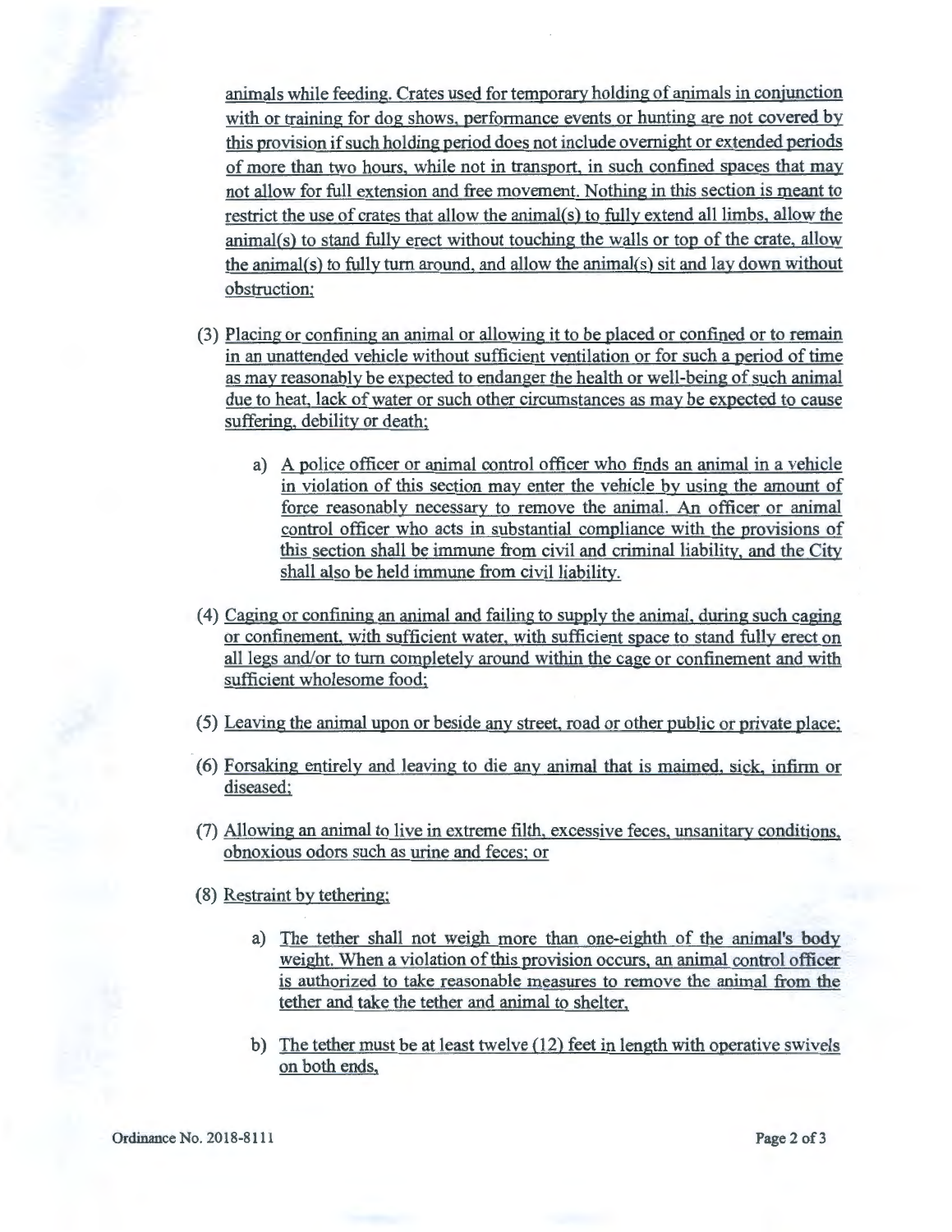animals while feeding. Crates used for temporary holding of animals in conjunction with or training for dog shows, performance events or hunting are not covered by this provision if such holding period does not include overnight or extended periods of more than two hours, while not in transport, in such confined spaces that may not allow for full extension and free movement. Nothing in this section is meant to restrict the use of crates that allow the animal(s) to fully extend all limbs, allow the animal(s) to stand fully erect without touching the walls or top of the crate, allow the animal(s) to fully turn around, and allow the animal(s) sit and lay down without obstruction;

(3) Placing or confining an animal or allowing it to be placed or confined or to remain in an unattended vehicle without sufficient ventilation or for such a period of time as may reasonably be expected to endanger the health or well-being of such animal due to heat, lack of water or such other circumstances as may be expected to cause suffering, debility or death;

   a) A police officer or animal control officer who finds an animal in a vehicle in violation of this section may enter the vehicle by using the amount of force reasonably necessary to remove the animal. An officer or animal control officer who acts in substantial compliance with the provisions of this section shall be immune from civil and criminal liability, and the City shall also be held immune from civil liability.

(4) Caging or confining an animal and failing to supply the animal, during such caging or confinement, with sufficient water, with sufficient space to stand fully erect on all legs and/or to turn completely around within the cage or confinement and with sufficient wholesome food;

(5) Leaving the animal upon or beside any street, road or other public or private place;

(6) Forsaking entirely and leaving to die any animal that is maimed, sick, infirm or diseased;

(7) Allowing an animal to live in extreme filth, excessive feces, unsanitary conditions, obnoxious odors such as urine and feces; or

(8) Restraint by tethering;

   a) The tether shall not weigh more than one-eighth of the animal's body weight. When a violation of this provision occurs, an animal control officer is authorized to take reasonable measures to remove the animal from the tether and take the tether and animal to shelter,

   b) The tether must be at least twelve (12) feet in length with operative swivels on both ends,

Ordinance No. 2018-8111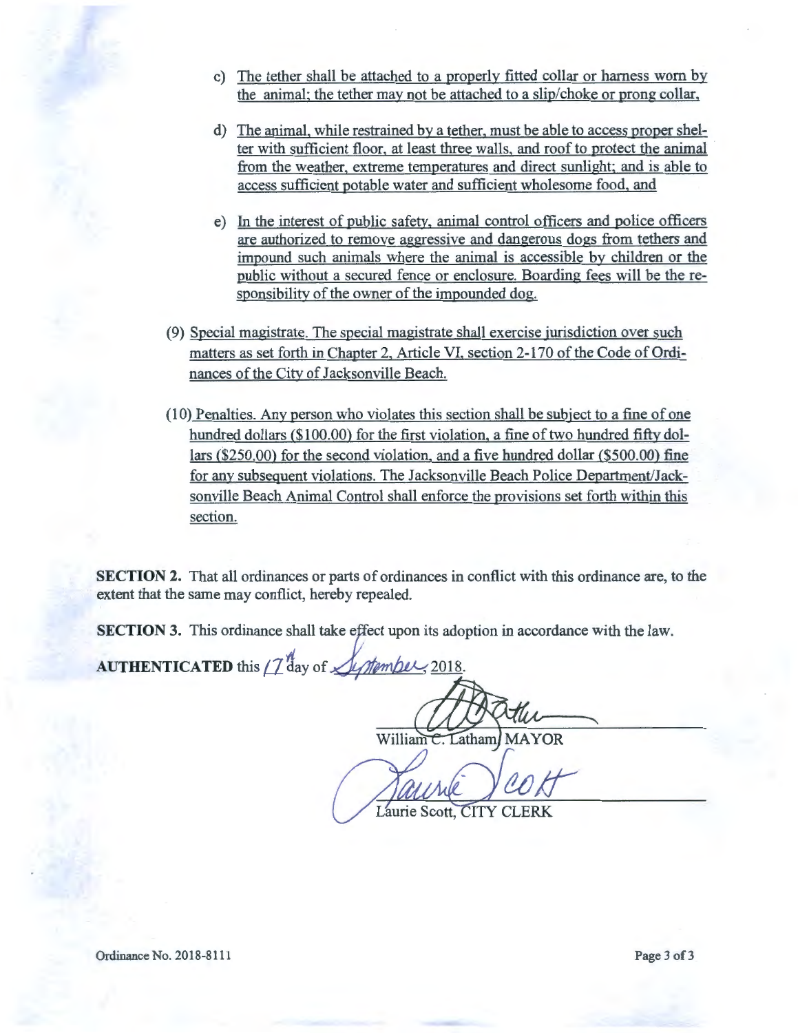c) The tether shall be attached to a properly fitted collar or harness worn by the animal; the tether may not be attached to a slip/choke or prong collar.

d) The animal, while restrained by a tether, must be able to access proper shelter with sufficient floor, at least three walls, and roof to protect the animal from the weather, extreme temperatures and direct sunlight; and is able to access sufficient potable water and sufficient wholesome food, and

e) In the interest of public safety, animal control officers and police officers are authorized to remove aggressive and dangerous dogs from tethers and impound such animals where the animal is accessible by children or the public without a secured fence or enclosure. Boarding fees will be the responsibility of the owner of the impounded dog.

(9) Special magistrate. The special magistrate shall exercise jurisdiction over such matters as set forth in Chapter 2, Article VI, section 2-170 of the Code of Ordinances of the City of Jacksonville Beach.

(10) Penalties. Any person who violates this section shall be subject to a fine of one hundred dollars ($100.00) for the first violation, a fine of two hundred fifty dollars ($250.00) for the second violation, and a five hundred dollar ($500.00) fine for any subsequent violations. The Jacksonville Beach Police Department/Jacksonville Beach Animal Control shall enforce the provisions set forth within this section.

**SECTION 2.** That all ordinances or parts of ordinances in conflict with this ordinance are, to the extent that the same may conflict, hereby repealed.

**SECTION 3.** This ordinance shall take effect upon its adoption in accordance with the law.

**AUTHENTICATED** this 17th day of September, 2018.

William C. Latham, MAYOR

Laurie Scott, CITY CLERK

Ordinance No. 2018-8111